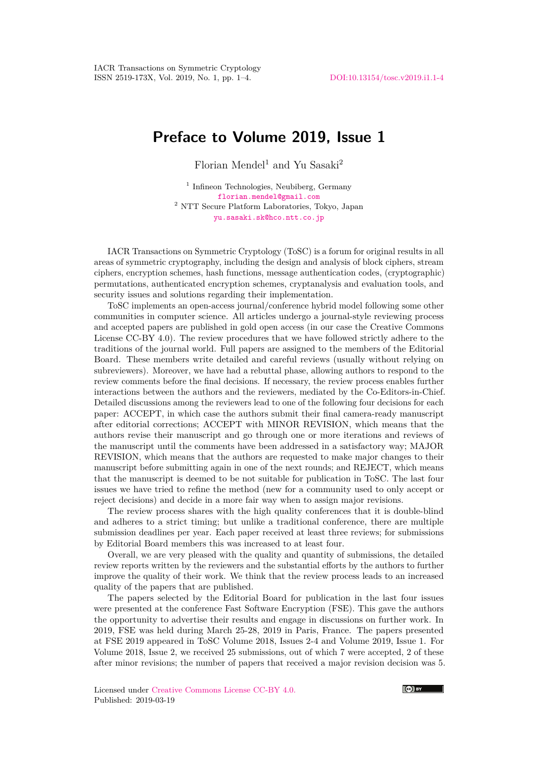# Preface to Volume 2019, Issue 1

Florian Mendel[1] and Yu Sasaki[2]

[1] Infineon Technologies, Neubiberg, Germany
florian.mendel@gmail.com
[2] NTT Secure Platform Laboratories, Tokyo, Japan
yu.sasaki.sk@hco.ntt.co.jp

IACR Transactions on Symmetric Cryptology (ToSC) is a forum for original results in all areas of symmetric cryptography, including the design and analysis of block ciphers, stream ciphers, encryption schemes, hash functions, message authentication codes, (cryptographic) permutations, authenticated encryption schemes, cryptanalysis and evaluation tools, and security issues and solutions regarding their implementation.

ToSC implements an open-access journal/conference hybrid model following some other communities in computer science. All articles undergo a journal-style reviewing process and accepted papers are published in gold open access (in our case the Creative Commons License CC-BY 4.0). The review procedures that we have followed strictly adhere to the traditions of the journal world. Full papers are assigned to the members of the Editorial Board. These members write detailed and careful reviews (usually without relying on subreviewers). Moreover, we have had a rebuttal phase, allowing authors to respond to the review comments before the final decisions. If necessary, the review process enables further interactions between the authors and the reviewers, mediated by the Co-Editors-in-Chief. Detailed discussions among the reviewers lead to one of the following four decisions for each paper: ACCEPT, in which case the authors submit their final camera-ready manuscript after editorial corrections; ACCEPT with MINOR REVISION, which means that the authors revise their manuscript and go through one or more iterations and reviews of the manuscript until the comments have been addressed in a satisfactory way; MAJOR REVISION, which means that the authors are requested to make major changes to their manuscript before submitting again in one of the next rounds; and REJECT, which means that the manuscript is deemed to be not suitable for publication in ToSC. The last four issues we have tried to refine the method (new for a community used to only accept or reject decisions) and decide in a more fair way when to assign major revisions.

The review process shares with the high quality conferences that it is double-blind and adheres to a strict timing; but unlike a traditional conference, there are multiple submission deadlines per year. Each paper received at least three reviews; for submissions by Editorial Board members this was increased to at least four.

Overall, we are very pleased with the quality and quantity of submissions, the detailed review reports written by the reviewers and the substantial efforts by the authors to further improve the quality of their work. We think that the review process leads to an increased quality of the papers that are published.

The papers selected by the Editorial Board for publication in the last four issues were presented at the conference Fast Software Encryption (FSE). This gave the authors the opportunity to advertise their results and engage in discussions on further work. In 2019, FSE was held during March 25-28, 2019 in Paris, France. The papers presented at FSE 2019 appeared in ToSC Volume 2018, Issues 2-4 and Volume 2019, Issue 1. For Volume 2018, Issue 2, we received 25 submissions, out of which 7 were accepted, 2 of these after minor revisions; the number of papers that received a major revision decision was 5.

Licensed under Creative Commons License CC-BY 4.0.
Published: 2019-03-19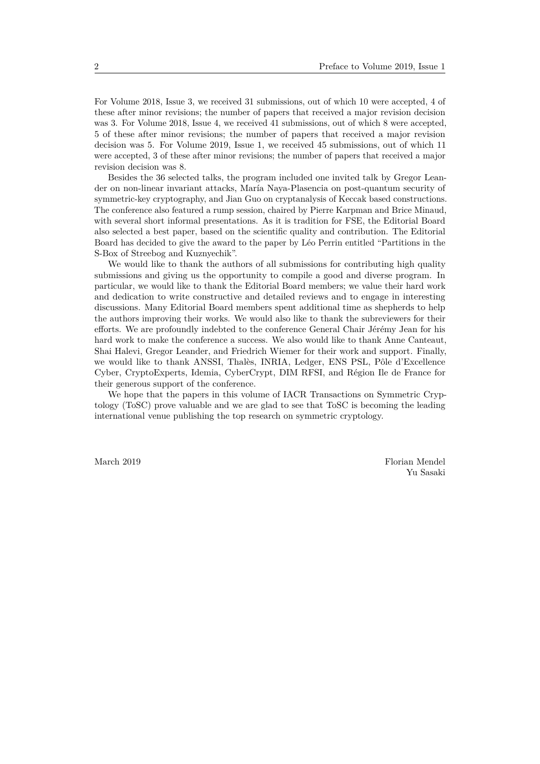For Volume 2018, Issue 3, we received 31 submissions, out of which 10 were accepted, 4 of these after minor revisions; the number of papers that received a major revision decision was 3. For Volume 2018, Issue 4, we received 41 submissions, out of which 8 were accepted, 5 of these after minor revisions; the number of papers that received a major revision decision was 5. For Volume 2019, Issue 1, we received 45 submissions, out of which 11 were accepted, 3 of these after minor revisions; the number of papers that received a major revision decision was 8.

Besides the 36 selected talks, the program included one invited talk by Gregor Leander on non-linear invariant attacks, María Naya-Plasencia on post-quantum security of symmetric-key cryptography, and Jian Guo on cryptanalysis of Keccak based constructions. The conference also featured a rump session, chaired by Pierre Karpman and Brice Minaud, with several short informal presentations. As it is tradition for FSE, the Editorial Board also selected a best paper, based on the scientific quality and contribution. The Editorial Board has decided to give the award to the paper by Léo Perrin entitled "Partitions in the S-Box of Streebog and Kuznyechik".

We would like to thank the authors of all submissions for contributing high quality submissions and giving us the opportunity to compile a good and diverse program. In particular, we would like to thank the Editorial Board members; we value their hard work and dedication to write constructive and detailed reviews and to engage in interesting discussions. Many Editorial Board members spent additional time as shepherds to help the authors improving their works. We would also like to thank the subreviewers for their efforts. We are profoundly indebted to the conference General Chair Jérémy Jean for his hard work to make the conference a success. We also would like to thank Anne Canteaut, Shai Halevi, Gregor Leander, and Friedrich Wiemer for their work and support. Finally, we would like to thank ANSSI, Thalès, INRIA, Ledger, ENS PSL, Pôle d'Excellence Cyber, CryptoExperts, Idemia, CyberCrypt, DIM RFSI, and Région Ile de France for their generous support of the conference.

We hope that the papers in this volume of IACR Transactions on Symmetric Cryptology (ToSC) prove valuable and we are glad to see that ToSC is becoming the leading international venue publishing the top research on symmetric cryptology.

March 2019

Florian Mendel
Yu Sasaki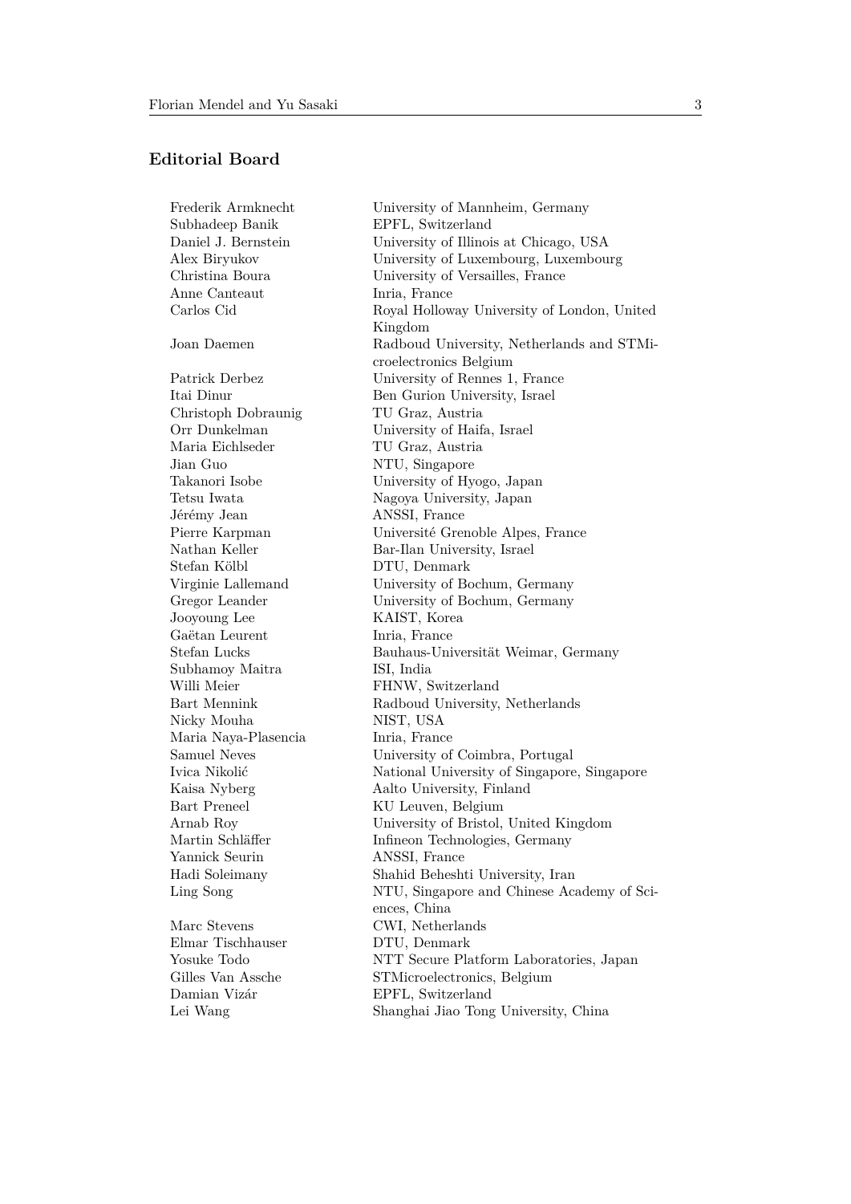## Editorial Board

| | |
|---|---|
| Frederik Armknecht | University of Mannheim, Germany |
| Subhadeep Banik | EPFL, Switzerland |
| Daniel J. Bernstein | University of Illinois at Chicago, USA |
| Alex Biryukov | University of Luxembourg, Luxembourg |
| Christina Boura | University of Versailles, France |
| Anne Canteaut | Inria, France |
| Carlos Cid | Royal Holloway University of London, United Kingdom |
| Joan Daemen | Radboud University, Netherlands and STMicroelectronics Belgium |
| Patrick Derbez | University of Rennes 1, France |
| Itai Dinur | Ben Gurion University, Israel |
| Christoph Dobraunig | TU Graz, Austria |
| Orr Dunkelman | University of Haifa, Israel |
| Maria Eichlseder | TU Graz, Austria |
| Jian Guo | NTU, Singapore |
| Takanori Isobe | University of Hyogo, Japan |
| Tetsu Iwata | Nagoya University, Japan |
| Jérémy Jean | ANSSI, France |
| Pierre Karpman | Université Grenoble Alpes, France |
| Nathan Keller | Bar-Ilan University, Israel |
| Stefan Kölbl | DTU, Denmark |
| Virginie Lallemand | University of Bochum, Germany |
| Gregor Leander | University of Bochum, Germany |
| Jooyoung Lee | KAIST, Korea |
| Gaëtan Leurent | Inria, France |
| Stefan Lucks | Bauhaus-Universität Weimar, Germany |
| Subhamoy Maitra | ISI, India |
| Willi Meier | FHNW, Switzerland |
| Bart Mennink | Radboud University, Netherlands |
| Nicky Mouha | NIST, USA |
| Maria Naya-Plasencia | Inria, France |
| Samuel Neves | University of Coimbra, Portugal |
| Ivica Nikolić | National University of Singapore, Singapore |
| Kaisa Nyberg | Aalto University, Finland |
| Bart Preneel | KU Leuven, Belgium |
| Arnab Roy | University of Bristol, United Kingdom |
| Martin Schläffer | Infineon Technologies, Germany |
| Yannick Seurin | ANSSI, France |
| Hadi Soleimany | Shahid Beheshti University, Iran |
| Ling Song | NTU, Singapore and Chinese Academy of Sciences, China |
| Marc Stevens | CWI, Netherlands |
| Elmar Tischhauser | DTU, Denmark |
| Yosuke Todo | NTT Secure Platform Laboratories, Japan |
| Gilles Van Assche | STMicroelectronics, Belgium |
| Damian Vizár | EPFL, Switzerland |
| Lei Wang | Shanghai Jiao Tong University, China |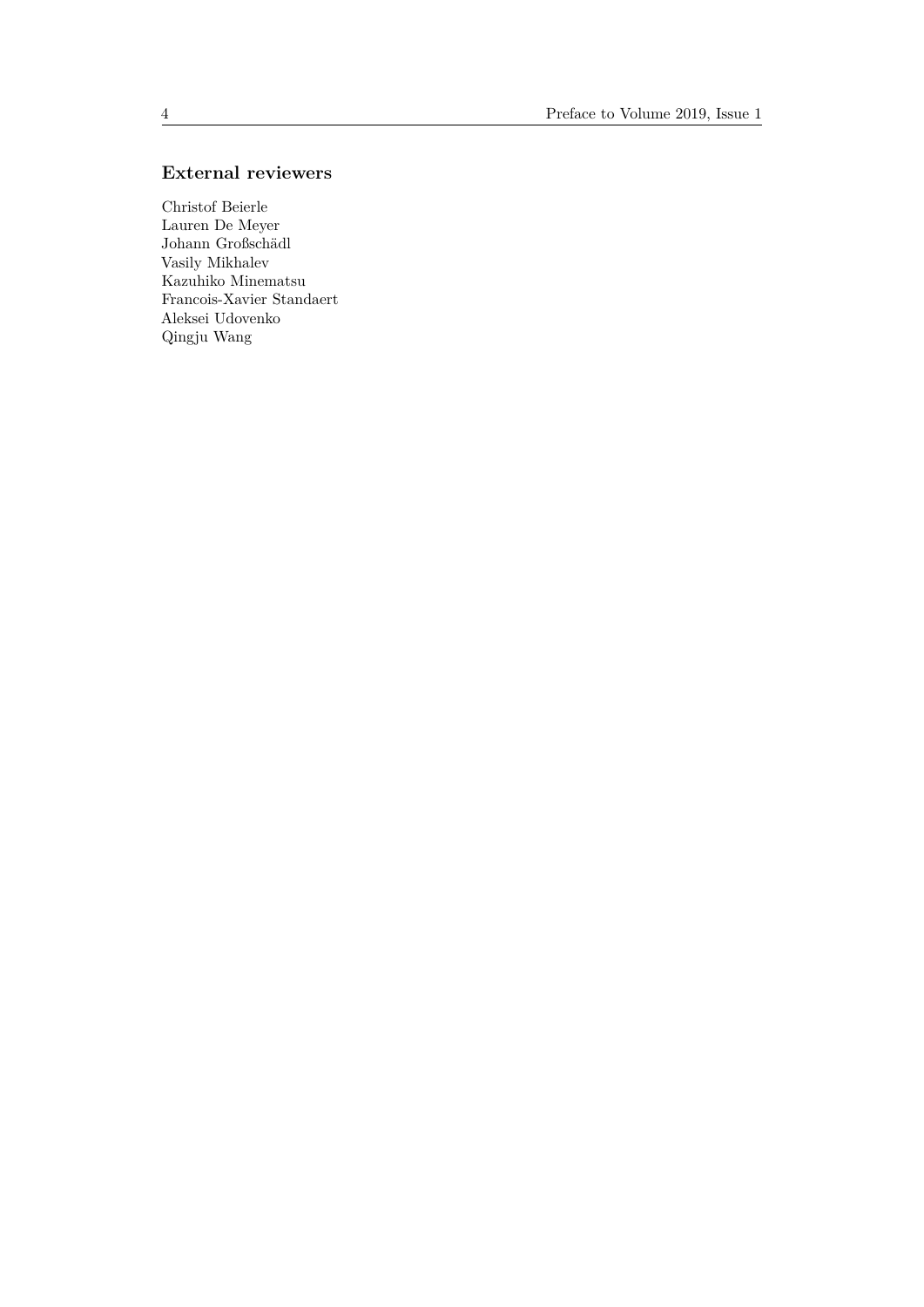## External reviewers

Christof Beierle
Lauren De Meyer
Johann Großschädl
Vasily Mikhalev
Kazuhiko Minematsu
Francois-Xavier Standaert
Aleksei Udovenko
Qingju Wang